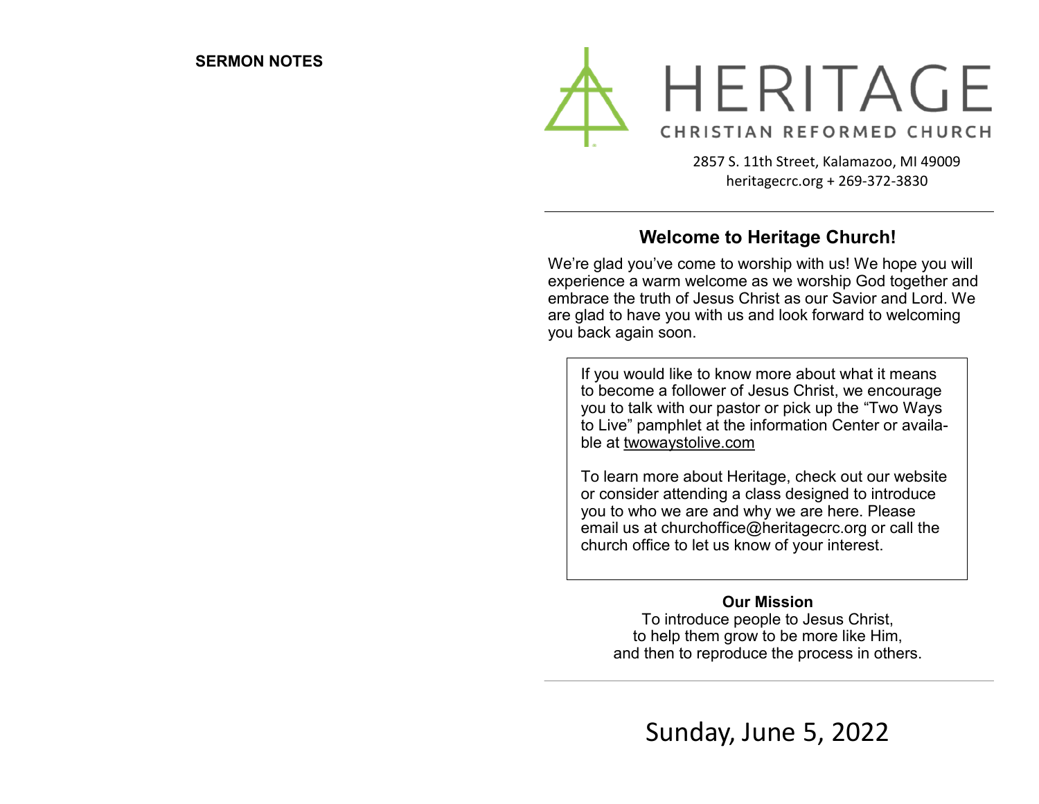**SERMON NOTES**

# HERITAGE

CHRISTIAN REFORMED CHURCH

2857 S. 11th Street, Kalamazoo, MI 49009
heritagecrc.org + 269-372-3830

## Welcome to Heritage Church!

We're glad you've come to worship with us! We hope you will experience a warm welcome as we worship God together and embrace the truth of Jesus Christ as our Savior and Lord. We are glad to have you with us and look forward to welcoming you back again soon.

If you would like to know more about what it means to become a follower of Jesus Christ, we encourage you to talk with our pastor or pick up the "Two Ways to Live" pamphlet at the information Center or available at twowaystolive.com

To learn more about Heritage, check out our website or consider attending a class designed to introduce you to who we are and why we are here. Please email us at churchoffice@heritagecrc.org or call the church office to let us know of your interest.

**Our Mission**

To introduce people to Jesus Christ,
to help them grow to be more like Him,
and then to reproduce the process in others.

Sunday, June 5, 2022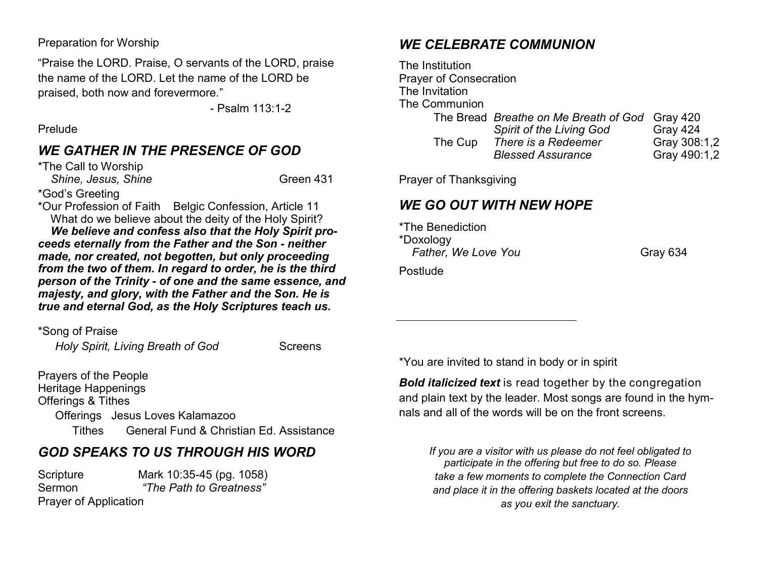Preparation for Worship

"Praise the LORD. Praise, O servants of the LORD, praise the name of the LORD. Let the name of the LORD be praised, both now and forevermore."

- Psalm 113:1-2

Prelude

## *WE GATHER IN THE PRESENCE OF GOD*

*The Call to Worship
*Shine, Jesus, Shine* Green 431

*God's Greeting

*Our Profession of Faith Belgic Confession, Article 11

What do we believe about the deity of the Holy Spirit?

***We believe and confess also that the Holy Spirit proceeds eternally from the Father and the Son - neither made, nor created, not begotten, but only proceeding from the two of them. In regard to order, he is the third person of the Trinity - of one and the same essence, and majesty, and glory, with the Father and the Son. He is true and eternal God, as the Holy Scriptures teach us.***

*Song of Praise
*Holy Spirit, Living Breath of God* Screens

Prayers of the People
Heritage Happenings
Offerings & Tithes

Offerings Jesus Loves Kalamazoo
Tithes General Fund & Christian Ed. Assistance

## *GOD SPEAKS TO US THROUGH HIS WORD*

Scripture Mark 10:35-45 (pg. 1058)
Sermon *"The Path to Greatness"*
Prayer of Application

## *WE CELEBRATE COMMUNION*

The Institution
Prayer of Consecration
The Invitation
The Communion

| | | |
|---|---|---|
| The Bread | *Breathe on Me Breath of God* | Gray 420 |
| | *Spirit of the Living God* | Gray 424 |
| The Cup | *There is a Redeemer* | Gray 308:1,2 |
| | *Blessed Assurance* | Gray 490:1,2 |

Prayer of Thanksgiving

## *WE GO OUT WITH NEW HOPE*

*The Benediction
*Doxology
*Father, We Love You* Gray 634

Postlude

---

*You are invited to stand in body or in spirit

***Bold italicized text*** is read together by the congregation and plain text by the leader. Most songs are found in the hymnals and all of the words will be on the front screens.

*If you are a visitor with us please do not feel obligated to participate in the offering but free to do so. Please take a few moments to complete the Connection Card and place it in the offering baskets located at the doors as you exit the sanctuary.*